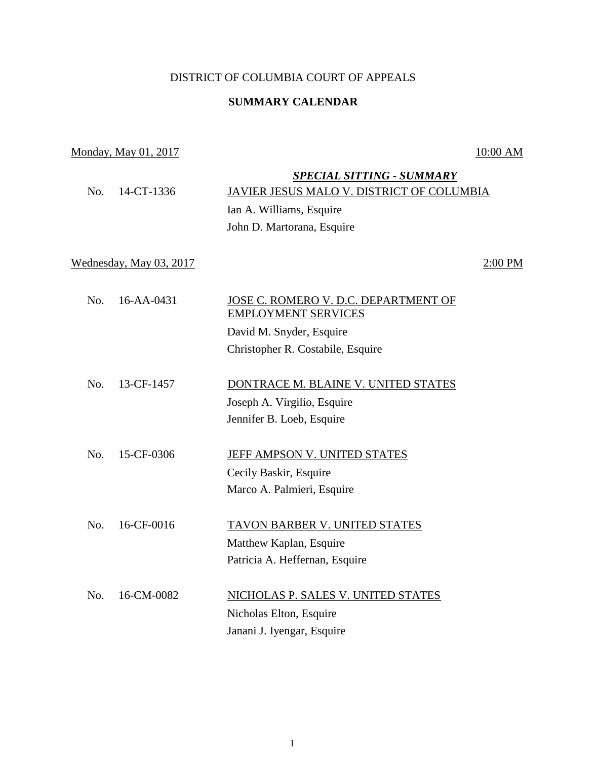DISTRICT OF COLUMBIA COURT OF APPEALS

**SUMMARY CALENDAR**

Monday, May 01, 2017 — 10:00 AM

***SPECIAL SITTING - SUMMARY***

No. 14-CT-1336 — JAVIER JESUS MALO V. DISTRICT OF COLUMBIA
Ian A. Williams, Esquire
John D. Martorana, Esquire

Wednesday, May 03, 2017 — 2:00 PM

No. 16-AA-0431 — JOSE C. ROMERO V. D.C. DEPARTMENT OF EMPLOYMENT SERVICES
David M. Snyder, Esquire
Christopher R. Costabile, Esquire

No. 13-CF-1457 — DONTRACE M. BLAINE V. UNITED STATES
Joseph A. Virgilio, Esquire
Jennifer B. Loeb, Esquire

No. 15-CF-0306 — JEFF AMPSON V. UNITED STATES
Cecily Baskir, Esquire
Marco A. Palmieri, Esquire

No. 16-CF-0016 — TAVON BARBER V. UNITED STATES
Matthew Kaplan, Esquire
Patricia A. Heffernan, Esquire

No. 16-CM-0082 — NICHOLAS P. SALES V. UNITED STATES
Nicholas Elton, Esquire
Janani J. Iyengar, Esquire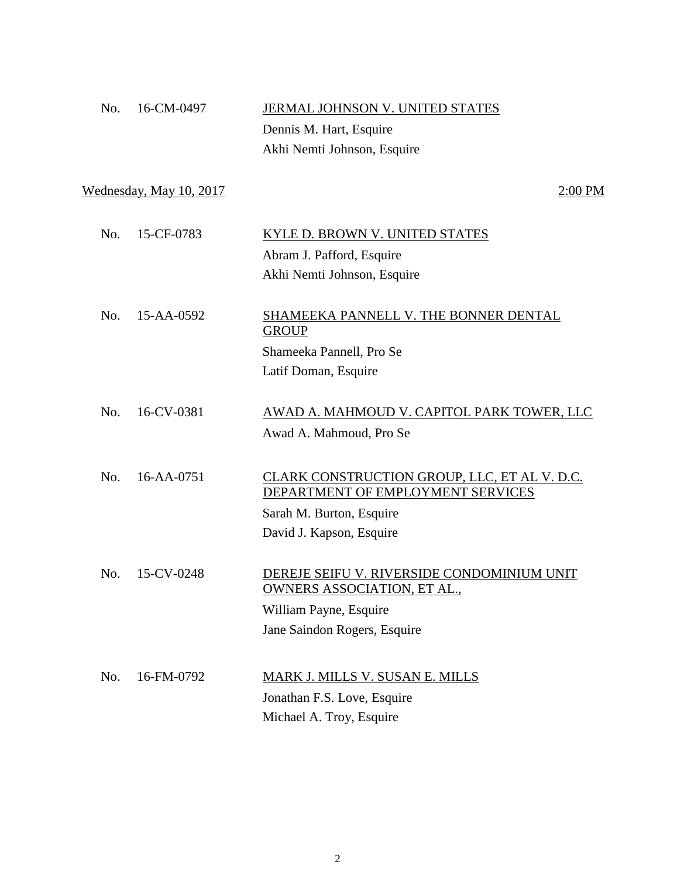No. 16-CM-0497 <u>JERMAL JOHNSON V. UNITED STATES</u>

Dennis M. Hart, Esquire
Akhi Nemti Johnson, Esquire

<u>Wednesday, May 10, 2017</u> <u>2:00 PM</u>

No. 15-CF-0783 <u>KYLE D. BROWN V. UNITED STATES</u>

Abram J. Pafford, Esquire
Akhi Nemti Johnson, Esquire

No. 15-AA-0592 <u>SHAMEEKA PANNELL V. THE BONNER DENTAL GROUP</u>

Shameeka Pannell, Pro Se
Latif Doman, Esquire

No. 16-CV-0381 <u>AWAD A. MAHMOUD V. CAPITOL PARK TOWER, LLC</u>

Awad A. Mahmoud, Pro Se

No. 16-AA-0751 <u>CLARK CONSTRUCTION GROUP, LLC, ET AL V. D.C. DEPARTMENT OF EMPLOYMENT SERVICES</u>

Sarah M. Burton, Esquire
David J. Kapson, Esquire

No. 15-CV-0248 <u>DEREJE SEIFU V. RIVERSIDE CONDOMINIUM UNIT OWNERS ASSOCIATION, ET AL.,</u>

William Payne, Esquire
Jane Saindon Rogers, Esquire

No. 16-FM-0792 <u>MARK J. MILLS V. SUSAN E. MILLS</u>

Jonathan F.S. Love, Esquire
Michael A. Troy, Esquire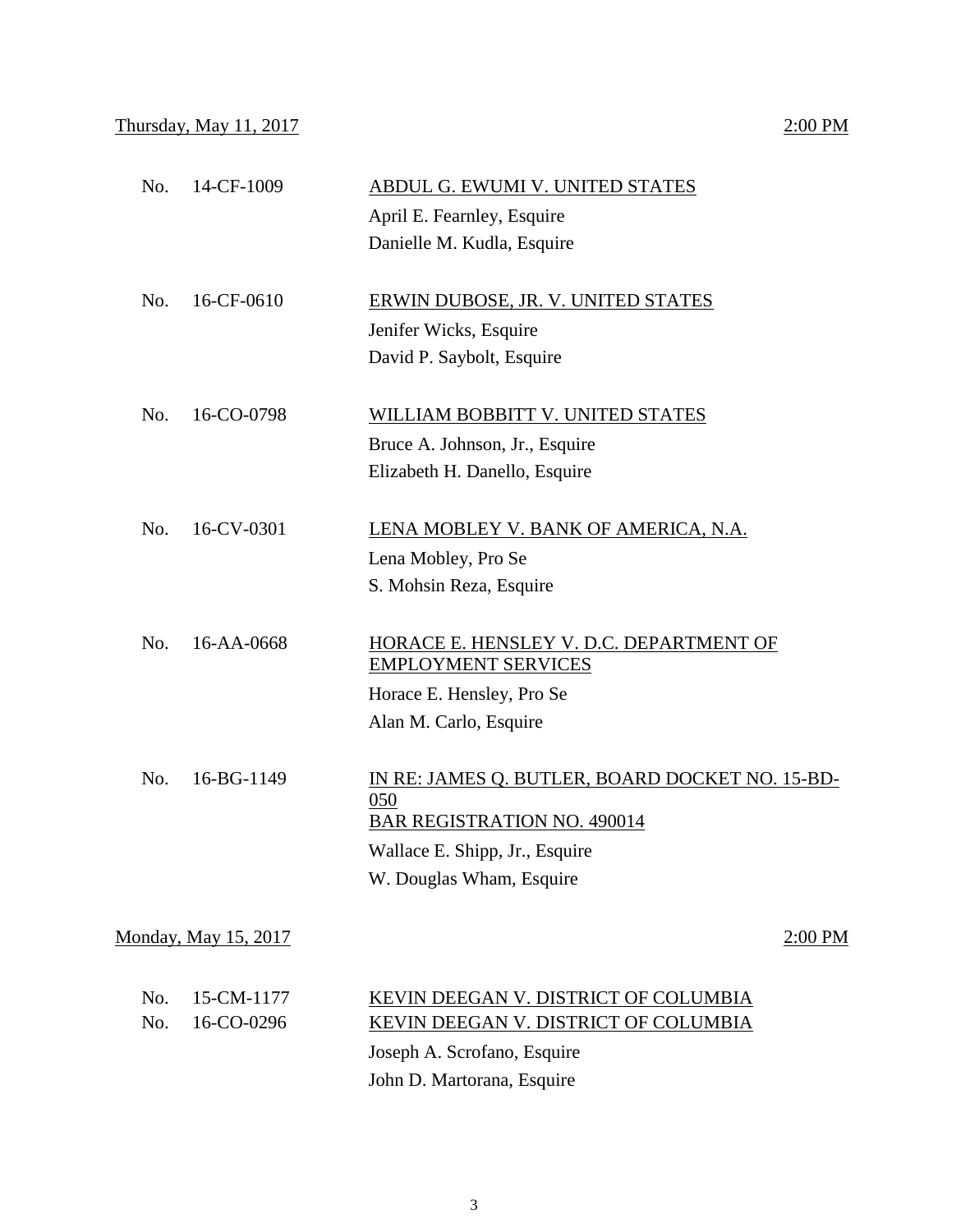Thursday, May 11, 2017 2:00 PM

No. 14-CF-1009 ABDUL G. EWUMI V. UNITED STATES
April E. Fearnley, Esquire
Danielle M. Kudla, Esquire

No. 16-CF-0610 ERWIN DUBOSE, JR. V. UNITED STATES
Jenifer Wicks, Esquire
David P. Saybolt, Esquire

No. 16-CO-0798 WILLIAM BOBBITT V. UNITED STATES
Bruce A. Johnson, Jr., Esquire
Elizabeth H. Danello, Esquire

No. 16-CV-0301 LENA MOBLEY V. BANK OF AMERICA, N.A.
Lena Mobley, Pro Se
S. Mohsin Reza, Esquire

No. 16-AA-0668 HORACE E. HENSLEY V. D.C. DEPARTMENT OF EMPLOYMENT SERVICES
Horace E. Hensley, Pro Se
Alan M. Carlo, Esquire

No. 16-BG-1149 IN RE: JAMES Q. BUTLER, BOARD DOCKET NO. 15-BD-050
BAR REGISTRATION NO. 490014
Wallace E. Shipp, Jr., Esquire
W. Douglas Wham, Esquire

Monday, May 15, 2017 2:00 PM

No. 15-CM-1177 KEVIN DEEGAN V. DISTRICT OF COLUMBIA
No. 16-CO-0296 KEVIN DEEGAN V. DISTRICT OF COLUMBIA
Joseph A. Scrofano, Esquire
John D. Martorana, Esquire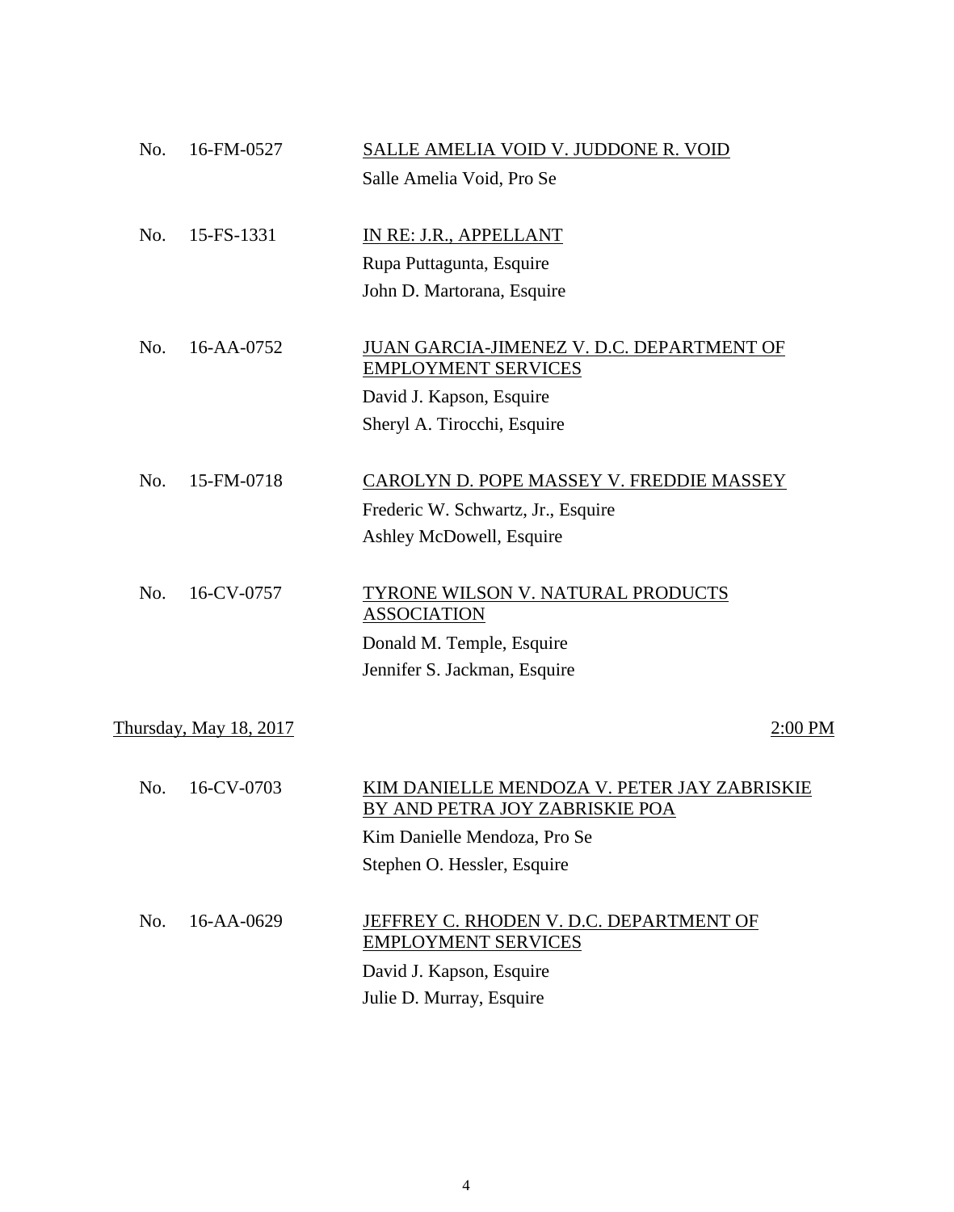No. 16-FM-0527 — SALLE AMELIA VOID V. JUDDONE R. VOID

Salle Amelia Void, Pro Se

No. 15-FS-1331 — IN RE: J.R., APPELLANT

Rupa Puttagunta, Esquire
John D. Martorana, Esquire

No. 16-AA-0752 — JUAN GARCIA-JIMENEZ V. D.C. DEPARTMENT OF EMPLOYMENT SERVICES

David J. Kapson, Esquire
Sheryl A. Tirocchi, Esquire

No. 15-FM-0718 — CAROLYN D. POPE MASSEY V. FREDDIE MASSEY

Frederic W. Schwartz, Jr., Esquire
Ashley McDowell, Esquire

No. 16-CV-0757 — TYRONE WILSON V. NATURAL PRODUCTS ASSOCIATION

Donald M. Temple, Esquire
Jennifer S. Jackman, Esquire

## Thursday, May 18, 2017 — 2:00 PM

No. 16-CV-0703 — KIM DANIELLE MENDOZA V. PETER JAY ZABRISKIE BY AND PETRA JOY ZABRISKIE POA

Kim Danielle Mendoza, Pro Se
Stephen O. Hessler, Esquire

No. 16-AA-0629 — JEFFREY C. RHODEN V. D.C. DEPARTMENT OF EMPLOYMENT SERVICES

David J. Kapson, Esquire
Julie D. Murray, Esquire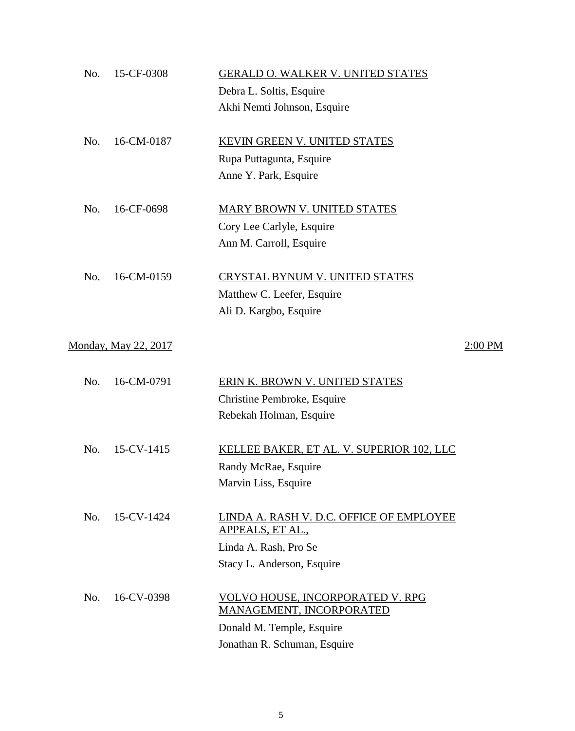No. 15-CF-0308 GERALD O. WALKER V. UNITED STATES
Debra L. Soltis, Esquire
Akhi Nemti Johnson, Esquire

No. 16-CM-0187 KEVIN GREEN V. UNITED STATES
Rupa Puttagunta, Esquire
Anne Y. Park, Esquire

No. 16-CF-0698 MARY BROWN V. UNITED STATES
Cory Lee Carlyle, Esquire
Ann M. Carroll, Esquire

No. 16-CM-0159 CRYSTAL BYNUM V. UNITED STATES
Matthew C. Leefer, Esquire
Ali D. Kargbo, Esquire

Monday, May 22, 2017 2:00 PM

No. 16-CM-0791 ERIN K. BROWN V. UNITED STATES
Christine Pembroke, Esquire
Rebekah Holman, Esquire

No. 15-CV-1415 KELLEE BAKER, ET AL. V. SUPERIOR 102, LLC
Randy McRae, Esquire
Marvin Liss, Esquire

No. 15-CV-1424 LINDA A. RASH V. D.C. OFFICE OF EMPLOYEE APPEALS, ET AL.,
Linda A. Rash, Pro Se
Stacy L. Anderson, Esquire

No. 16-CV-0398 VOLVO HOUSE, INCORPORATED V. RPG MANAGEMENT, INCORPORATED
Donald M. Temple, Esquire
Jonathan R. Schuman, Esquire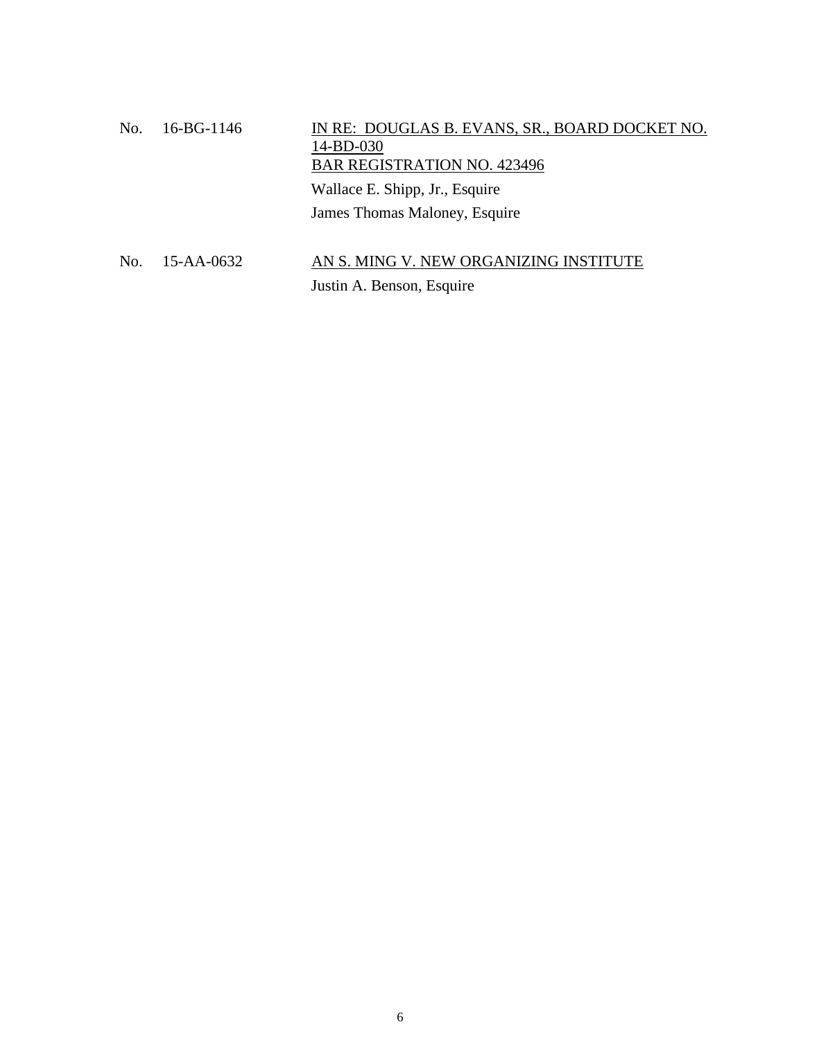No. 16-BG-1146

IN RE: DOUGLAS B. EVANS, SR., BOARD DOCKET NO. 14-BD-030
BAR REGISTRATION NO. 423496

Wallace E. Shipp, Jr., Esquire

James Thomas Maloney, Esquire

No. 15-AA-0632

AN S. MING V. NEW ORGANIZING INSTITUTE

Justin A. Benson, Esquire